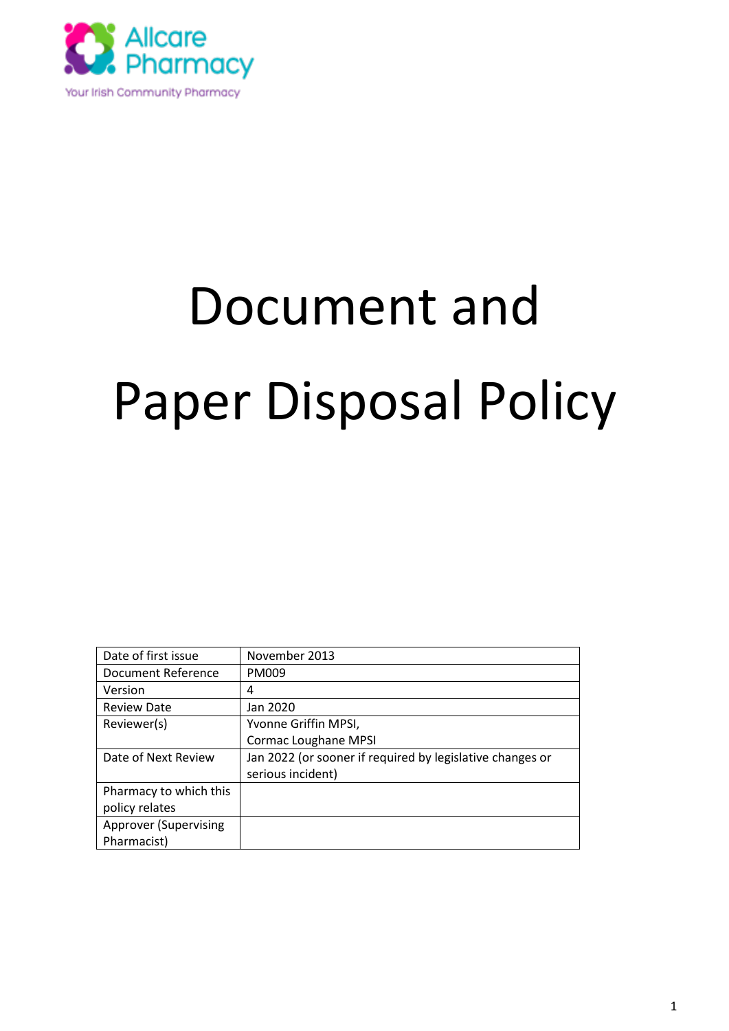Allcare Pharmacy

Your Irish Community Pharmacy

# Document and Paper Disposal Policy

| Date of first issue | November 2013 |
| --- | --- |
| Document Reference | PM009 |
| Version | 4 |
| Review Date | Jan 2020 |
| Reviewer(s) | Yvonne Griffin MPSI, Cormac Loughane MPSI |
| Date of Next Review | Jan 2022 (or sooner if required by legislative changes or serious incident) |
| Pharmacy to which this policy relates | |
| Approver (Supervising Pharmacist) | |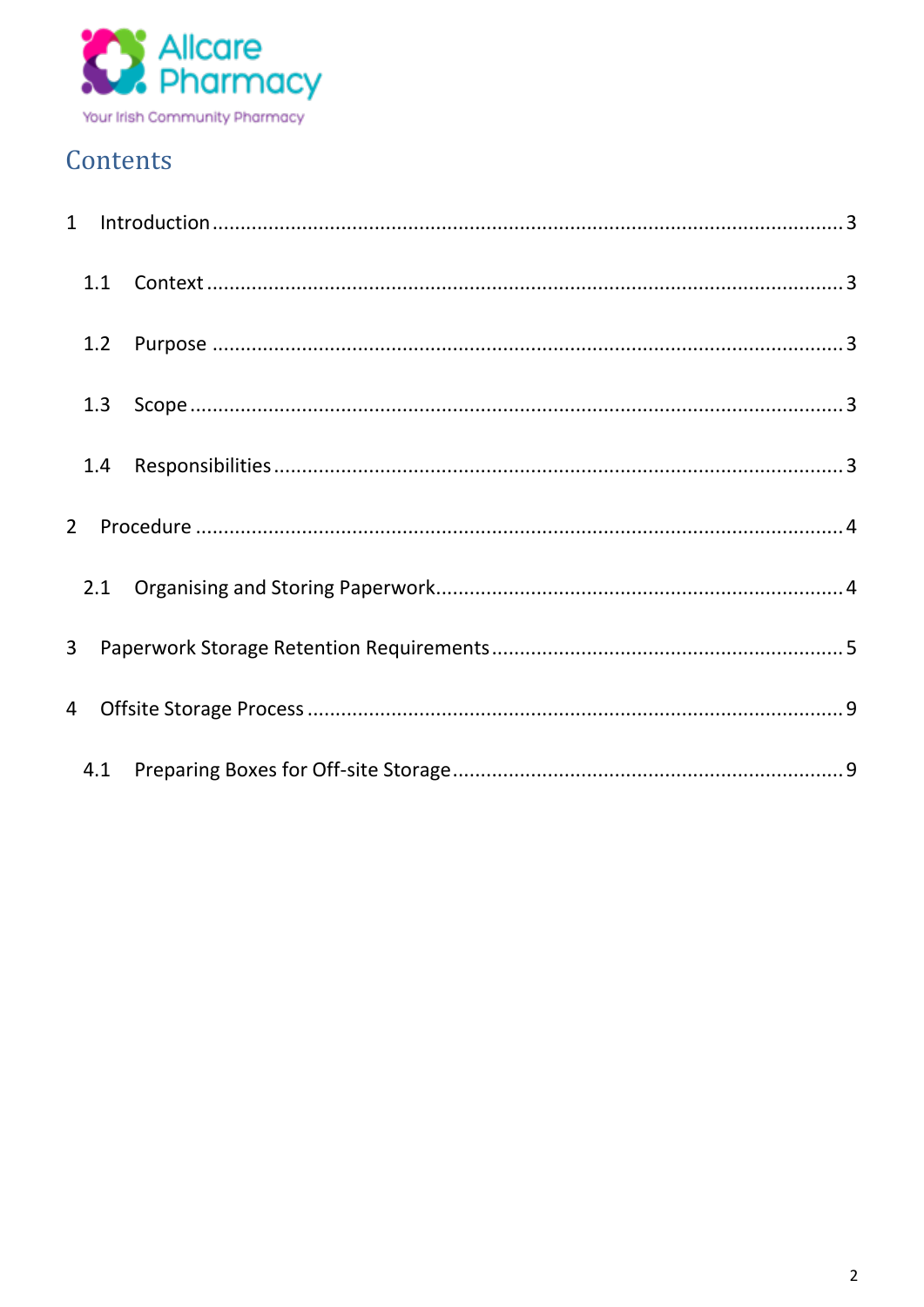# Contents

1 Introduction ..... 3

- 1.1 Context ..... 3
- 1.2 Purpose ..... 3
- 1.3 Scope ..... 3
- 1.4 Responsibilities ..... 3

2 Procedure ..... 4

- 2.1 Organising and Storing Paperwork ..... 4

3 Paperwork Storage Retention Requirements ..... 5

4 Offsite Storage Process ..... 9

- 4.1 Preparing Boxes for Off-site Storage ..... 9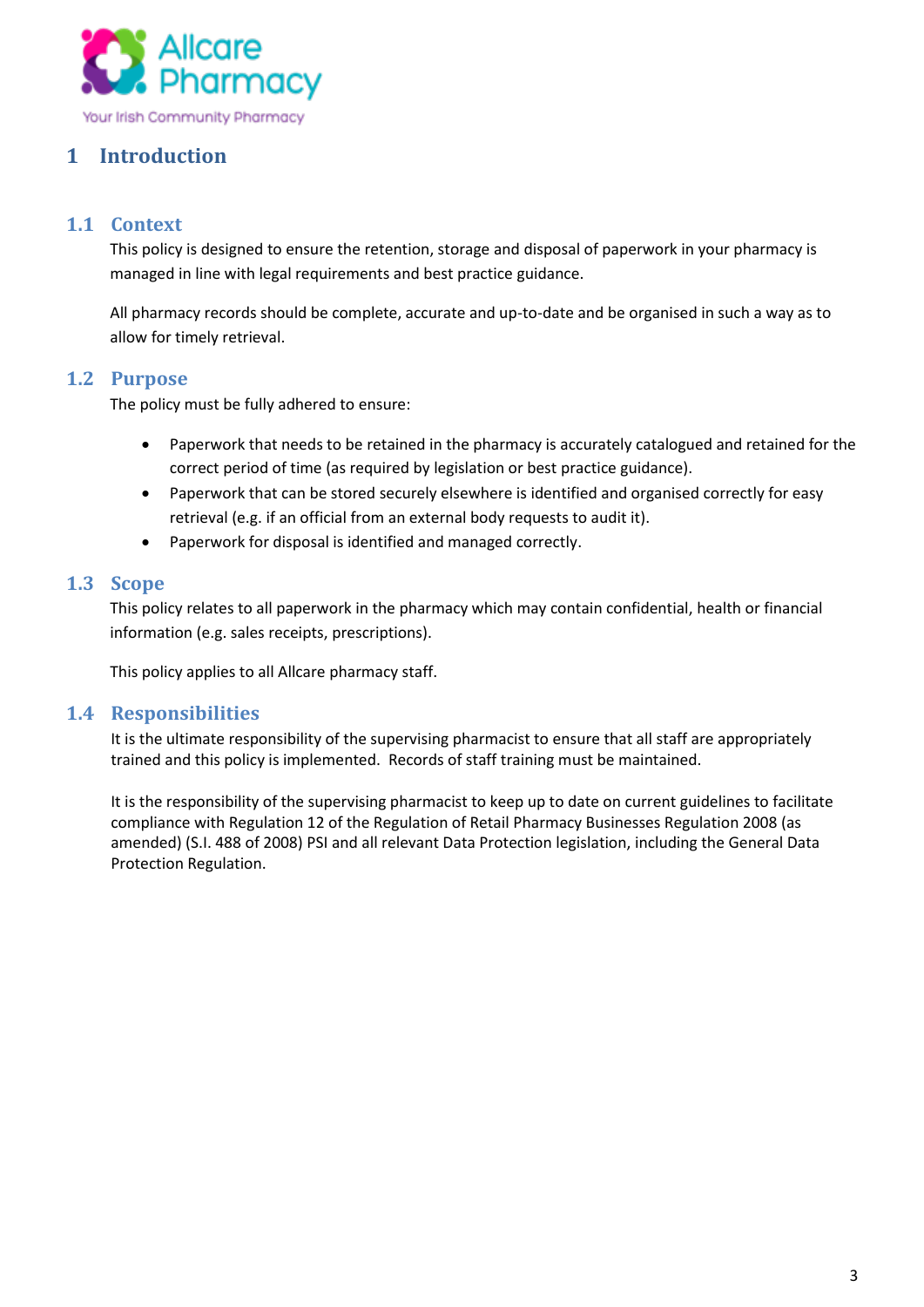# 1 Introduction

## 1.1 Context

This policy is designed to ensure the retention, storage and disposal of paperwork in your pharmacy is managed in line with legal requirements and best practice guidance.

All pharmacy records should be complete, accurate and up-to-date and be organised in such a way as to allow for timely retrieval.

## 1.2 Purpose

The policy must be fully adhered to ensure:

- Paperwork that needs to be retained in the pharmacy is accurately catalogued and retained for the correct period of time (as required by legislation or best practice guidance).
- Paperwork that can be stored securely elsewhere is identified and organised correctly for easy retrieval (e.g. if an official from an external body requests to audit it).
- Paperwork for disposal is identified and managed correctly.

## 1.3 Scope

This policy relates to all paperwork in the pharmacy which may contain confidential, health or financial information (e.g. sales receipts, prescriptions).

This policy applies to all Allcare pharmacy staff.

## 1.4 Responsibilities

It is the ultimate responsibility of the supervising pharmacist to ensure that all staff are appropriately trained and this policy is implemented. Records of staff training must be maintained.

It is the responsibility of the supervising pharmacist to keep up to date on current guidelines to facilitate compliance with Regulation 12 of the Regulation of Retail Pharmacy Businesses Regulation 2008 (as amended) (S.I. 488 of 2008) PSI and all relevant Data Protection legislation, including the General Data Protection Regulation.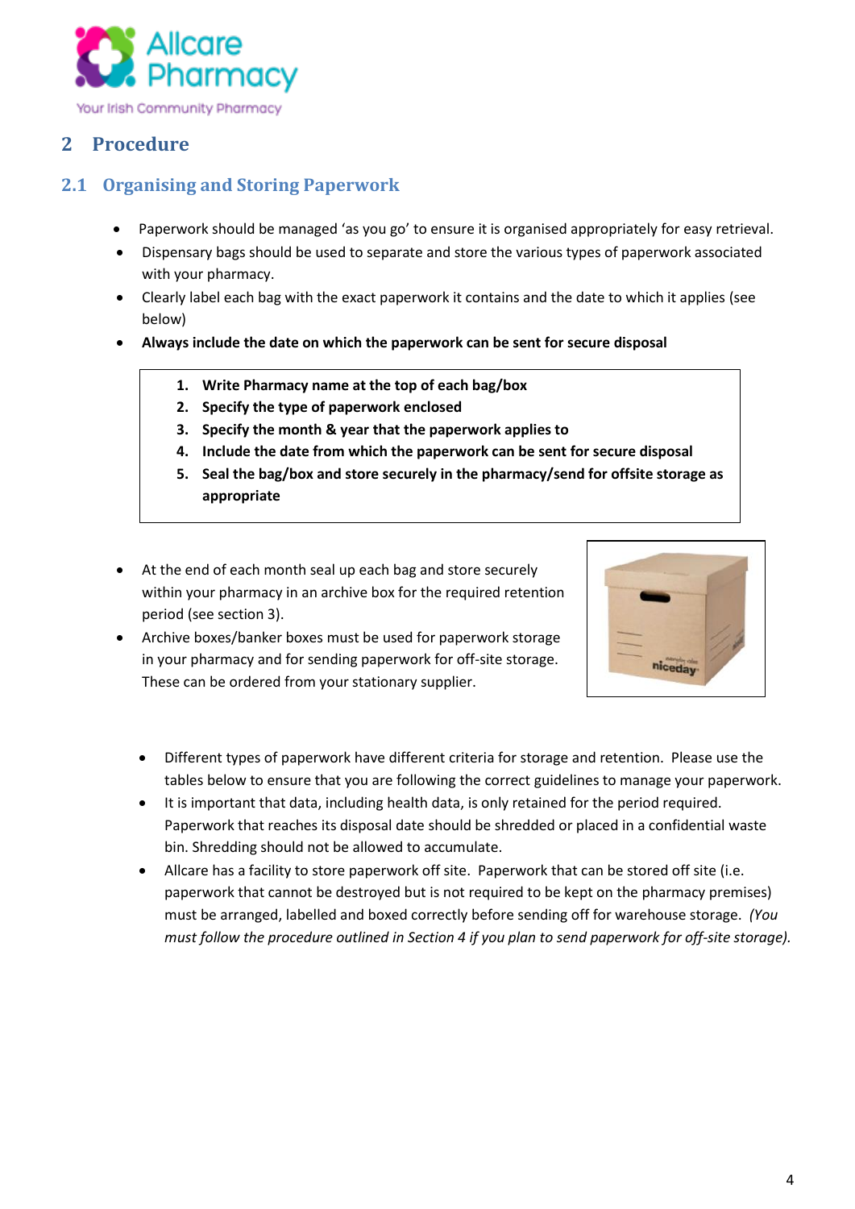## 2 Procedure

### 2.1 Organising and Storing Paperwork

- Paperwork should be managed 'as you go' to ensure it is organised appropriately for easy retrieval.
- Dispensary bags should be used to separate and store the various types of paperwork associated with your pharmacy.
- Clearly label each bag with the exact paperwork it contains and the date to which it applies (see below)
- **Always include the date on which the paperwork can be sent for secure disposal**

> 1. **Write Pharmacy name at the top of each bag/box**
> 2. **Specify the type of paperwork enclosed**
> 3. **Specify the month & year that the paperwork applies to**
> 4. **Include the date from which the paperwork can be sent for secure disposal**
> 5. **Seal the bag/box and store securely in the pharmacy/send for offsite storage as appropriate**

- At the end of each month seal up each bag and store securely within your pharmacy in an archive box for the required retention period (see section 3).
- Archive boxes/banker boxes must be used for paperwork storage in your pharmacy and for sending paperwork for off-site storage. These can be ordered from your stationary supplier.

- Different types of paperwork have different criteria for storage and retention. Please use the tables below to ensure that you are following the correct guidelines to manage your paperwork.
- It is important that data, including health data, is only retained for the period required. Paperwork that reaches its disposal date should be shredded or placed in a confidential waste bin. Shredding should not be allowed to accumulate.
- Allcare has a facility to store paperwork off site. Paperwork that can be stored off site (i.e. paperwork that cannot be destroyed but is not required to be kept on the pharmacy premises) must be arranged, labelled and boxed correctly before sending off for warehouse storage. *(You must follow the procedure outlined in Section 4 if you plan to send paperwork for off-site storage).*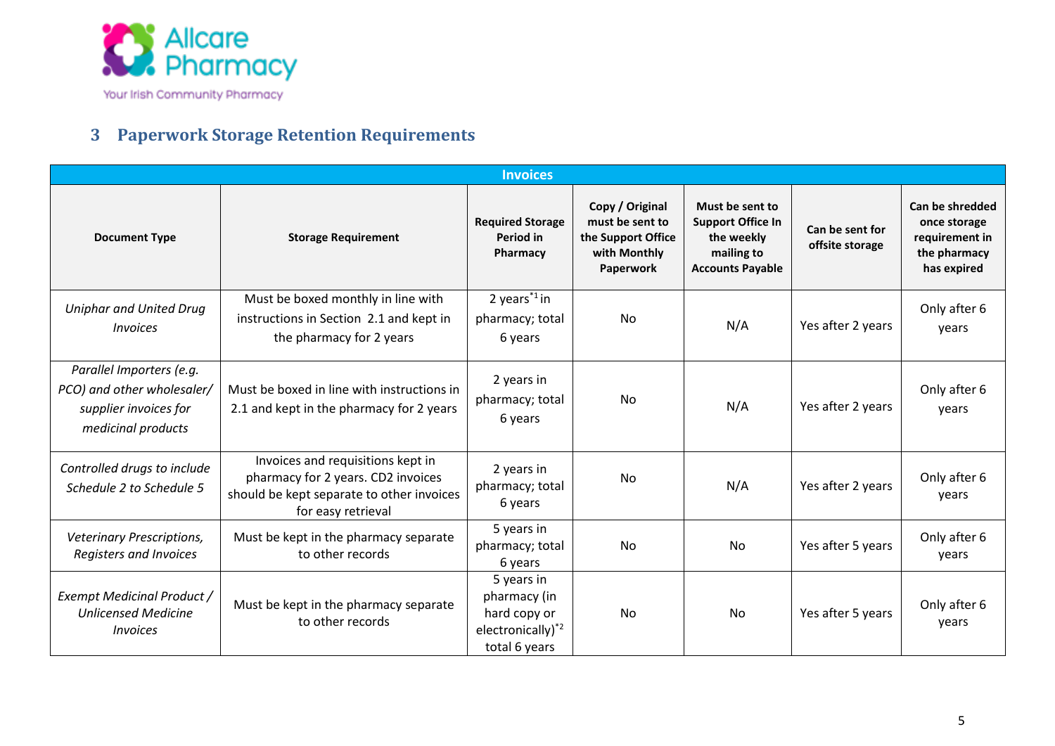## 3 Paperwork Storage Retention Requirements

| Invoices | | | | | | |
|---|---|---|---|---|---|---|
| **Document Type** | **Storage Requirement** | **Required Storage Period in Pharmacy** | **Copy / Original must be sent to the Support Office with Monthly Paperwork** | **Must be sent to Support Office In the weekly mailing to Accounts Payable** | **Can be sent for offsite storage** | **Can be shredded once storage requirement in the pharmacy has expired** |
| *Uniphar and United Drug Invoices* | Must be boxed monthly in line with instructions in Section 2.1 and kept in the pharmacy for 2 years | 2 years[*1] in pharmacy; total 6 years | No | N/A | Yes after 2 years | Only after 6 years |
| *Parallel Importers (e.g. PCO) and other wholesaler/ supplier invoices for medicinal products* | Must be boxed in line with instructions in 2.1 and kept in the pharmacy for 2 years | 2 years in pharmacy; total 6 years | No | N/A | Yes after 2 years | Only after 6 years |
| *Controlled drugs to include Schedule 2 to Schedule 5* | Invoices and requisitions kept in pharmacy for 2 years. CD2 invoices should be kept separate to other invoices for easy retrieval | 2 years in pharmacy; total 6 years | No | N/A | Yes after 2 years | Only after 6 years |
| *Veterinary Prescriptions, Registers and Invoices* | Must be kept in the pharmacy separate to other records | 5 years in pharmacy; total 6 years | No | No | Yes after 5 years | Only after 6 years |
| *Exempt Medicinal Product / Unlicensed Medicine Invoices* | Must be kept in the pharmacy separate to other records | 5 years in pharmacy (in hard copy or electronically)[*2] total 6 years | No | No | Yes after 5 years | Only after 6 years |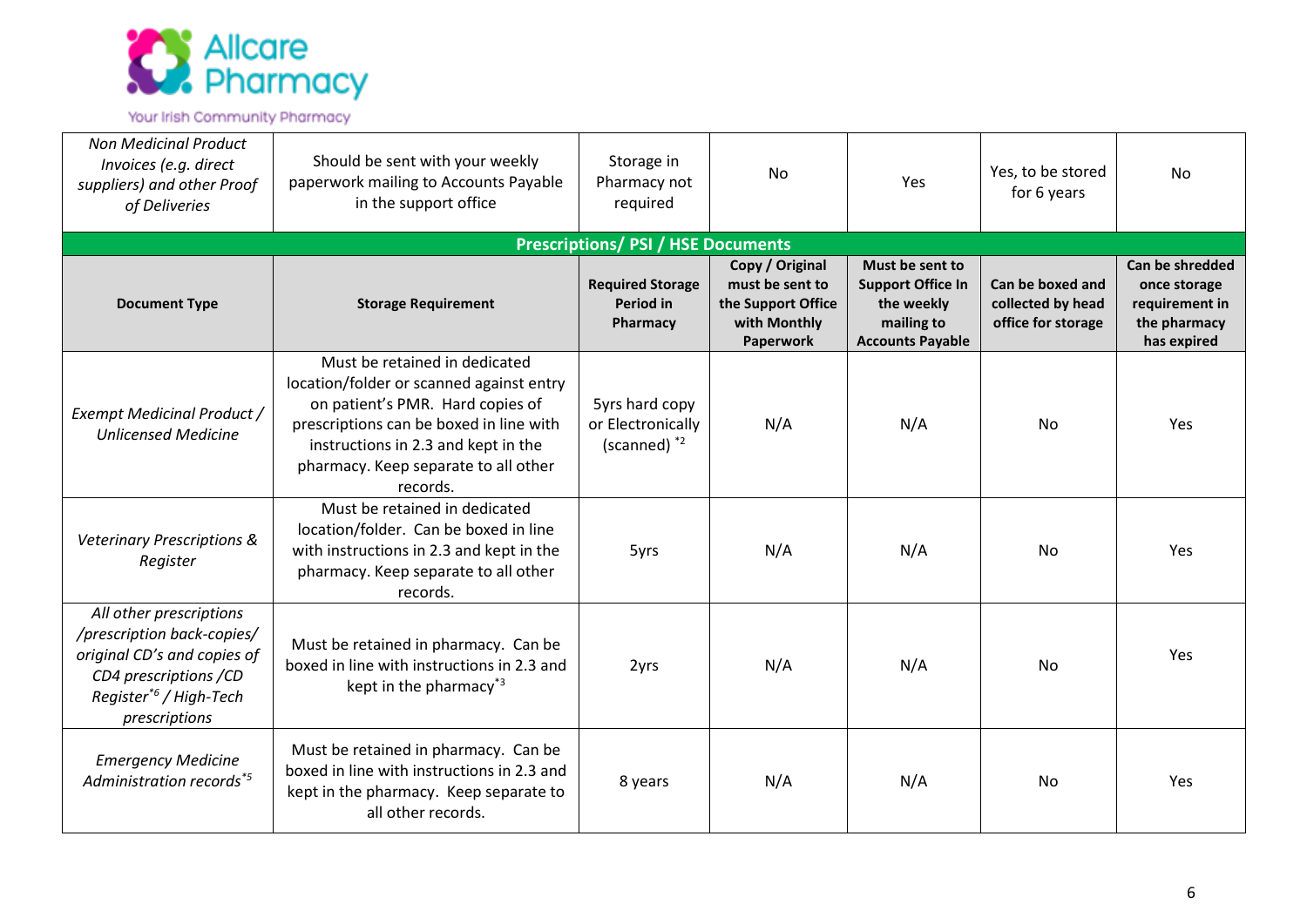| *Non Medicinal Product Invoices (e.g. direct suppliers) and other Proof of Deliveries* | Should be sent with your weekly paperwork mailing to Accounts Payable in the support office | Storage in Pharmacy not required | No | Yes | Yes, to be stored for 6 years | No |
|---|---|---|---|---|---|---|
| **Prescriptions/ PSI / HSE Documents** | | | | | | |
| **Document Type** | **Storage Requirement** | **Required Storage Period in Pharmacy** | **Copy / Original must be sent to the Support Office with Monthly Paperwork** | **Must be sent to Support Office In the weekly mailing to Accounts Payable** | **Can be boxed and collected by head office for storage** | **Can be shredded once storage requirement in the pharmacy has expired** |
| *Exempt Medicinal Product / Unlicensed Medicine* | Must be retained in dedicated location/folder or scanned against entry on patient's PMR. Hard copies of prescriptions can be boxed in line with instructions in 2.3 and kept in the pharmacy. Keep separate to all other records. | 5yrs hard copy or Electronically (scanned) [*2] | N/A | N/A | No | Yes |
| *Veterinary Prescriptions & Register* | Must be retained in dedicated location/folder. Can be boxed in line with instructions in 2.3 and kept in the pharmacy. Keep separate to all other records. | 5yrs | N/A | N/A | No | Yes |
| *All other prescriptions /prescription back-copies/ original CD's and copies of CD4 prescriptions /CD Register[*6] / High-Tech prescriptions* | Must be retained in pharmacy. Can be boxed in line with instructions in 2.3 and kept in the pharmacy[*3] | 2yrs | N/A | N/A | No | Yes |
| *Emergency Medicine Administration records[*5]* | Must be retained in pharmacy. Can be boxed in line with instructions in 2.3 and kept in the pharmacy. Keep separate to all other records. | 8 years | N/A | N/A | No | Yes |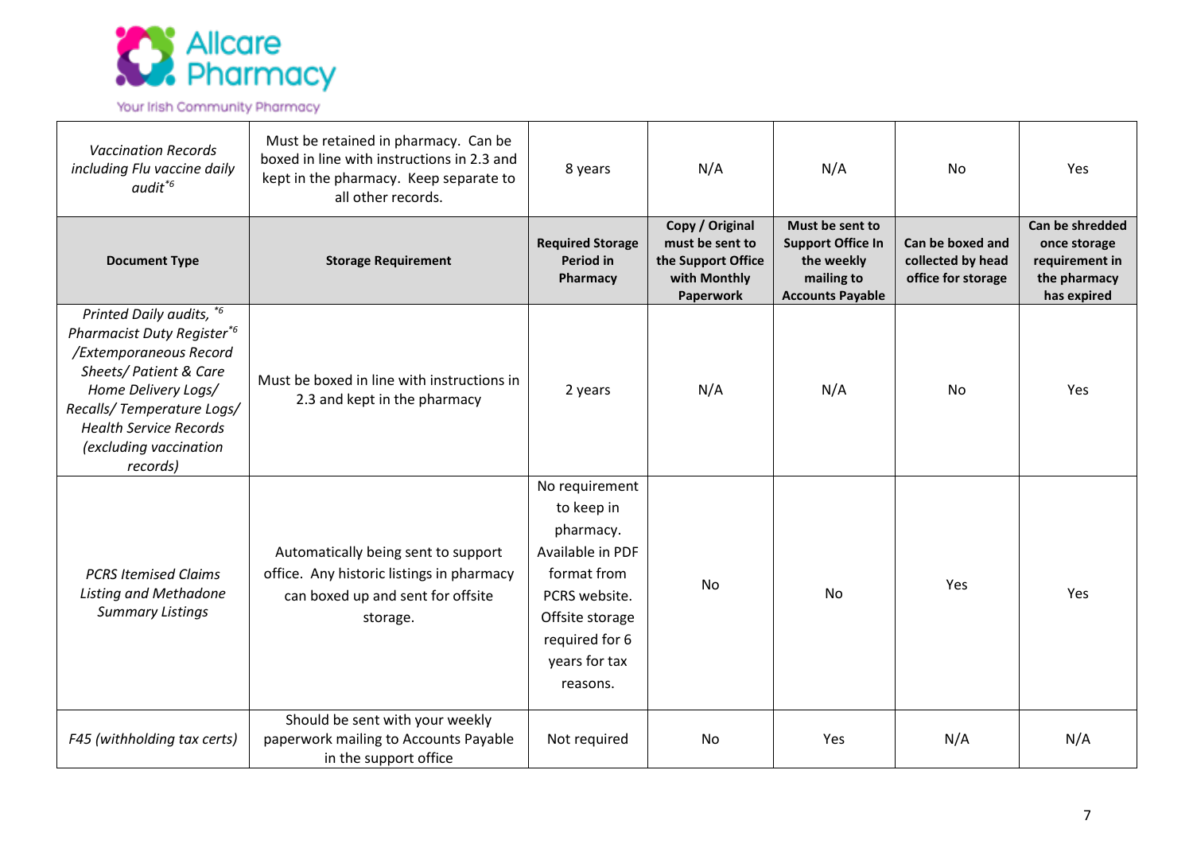| Vaccination Records including Flu vaccine daily audit[*6] | Must be retained in pharmacy. Can be boxed in line with instructions in 2.3 and kept in the pharmacy. Keep separate to all other records. | 8 years | N/A | N/A | No | Yes |
|---|---|---|---|---|---|---|
| **Document Type** | **Storage Requirement** | **Required Storage Period in Pharmacy** | **Copy / Original must be sent to the Support Office with Monthly Paperwork** | **Must be sent to Support Office In the weekly mailing to Accounts Payable** | **Can be boxed and collected by head office for storage** | **Can be shredded once storage requirement in the pharmacy has expired** |
| *Printed Daily audits, [*6] Pharmacist Duty Register[*6] /Extemporaneous Record Sheets/ Patient & Care Home Delivery Logs/ Recalls/ Temperature Logs/ Health Service Records (excluding vaccination records)* | Must be boxed in line with instructions in 2.3 and kept in the pharmacy | 2 years | N/A | N/A | No | Yes |
| *PCRS Itemised Claims Listing and Methadone Summary Listings* | Automatically being sent to support office. Any historic listings in pharmacy can boxed up and sent for offsite storage. | No requirement to keep in pharmacy. Available in PDF format from PCRS website. Offsite storage required for 6 years for tax reasons. | No | No | Yes | Yes |
| *F45 (withholding tax certs)* | Should be sent with your weekly paperwork mailing to Accounts Payable in the support office | Not required | No | Yes | N/A | N/A |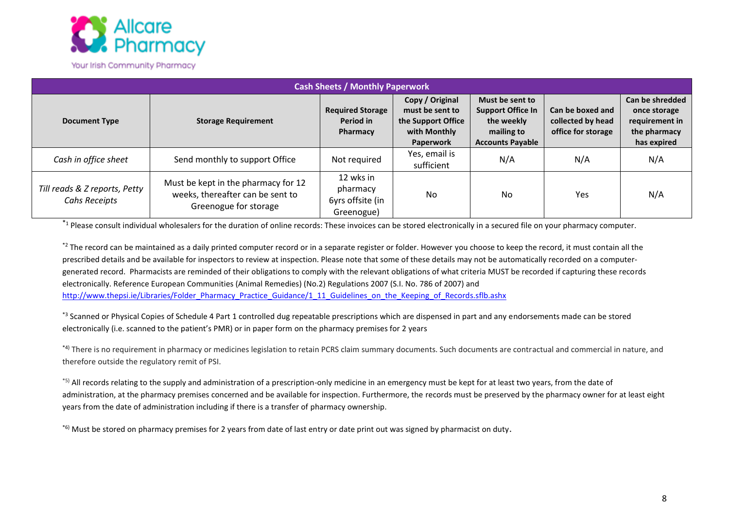| Cash Sheets / Monthly Paperwork | | | | | | |
|---|---|---|---|---|---|---|
| **Document Type** | **Storage Requirement** | **Required Storage Period in Pharmacy** | **Copy / Original must be sent to the Support Office with Monthly Paperwork** | **Must be sent to Support Office In the weekly mailing to Accounts Payable** | **Can be boxed and collected by head office for storage** | **Can be shredded once storage requirement in the pharmacy has expired** |
| *Cash in office sheet* | Send monthly to support Office | Not required | Yes, email is sufficient | N/A | N/A | N/A |
| *Till reads & Z reports, Petty Cahs Receipts* | Must be kept in the pharmacy for 12 weeks, thereafter can be sent to Greenogue for storage | 12 wks in pharmacy 6yrs offsite (in Greenogue) | No | No | Yes | N/A |

*[1] Please consult individual wholesalers for the duration of online records: These invoices can be stored electronically in a secured file on your pharmacy computer.

*[2] The record can be maintained as a daily printed computer record or in a separate register or folder. However you choose to keep the record, it must contain all the prescribed details and be available for inspectors to review at inspection. Please note that some of these details may not be automatically recorded on a computer-generated record. Pharmacists are reminded of their obligations to comply with the relevant obligations of what criteria MUST be recorded if capturing these records electronically. Reference European Communities (Animal Remedies) (No.2) Regulations 2007 (S.I. No. 786 of 2007) and http://www.thepsi.ie/Libraries/Folder_Pharmacy_Practice_Guidance/1_11_Guidelines_on_the_Keeping_of_Records.sflb.ashx

*[3] Scanned or Physical Copies of Schedule 4 Part 1 controlled dug repeatable prescriptions which are dispensed in part and any endorsements made can be stored electronically (i.e. scanned to the patient's PMR) or in paper form on the pharmacy premises for 2 years

*[4)] There is no requirement in pharmacy or medicines legislation to retain PCRS claim summary documents. Such documents are contractual and commercial in nature, and therefore outside the regulatory remit of PSI.

*[5)] All records relating to the supply and administration of a prescription-only medicine in an emergency must be kept for at least two years, from the date of administration, at the pharmacy premises concerned and be available for inspection. Furthermore, the records must be preserved by the pharmacy owner for at least eight years from the date of administration including if there is a transfer of pharmacy ownership.

*[6)] Must be stored on pharmacy premises for 2 years from date of last entry or date print out was signed by pharmacist on duty.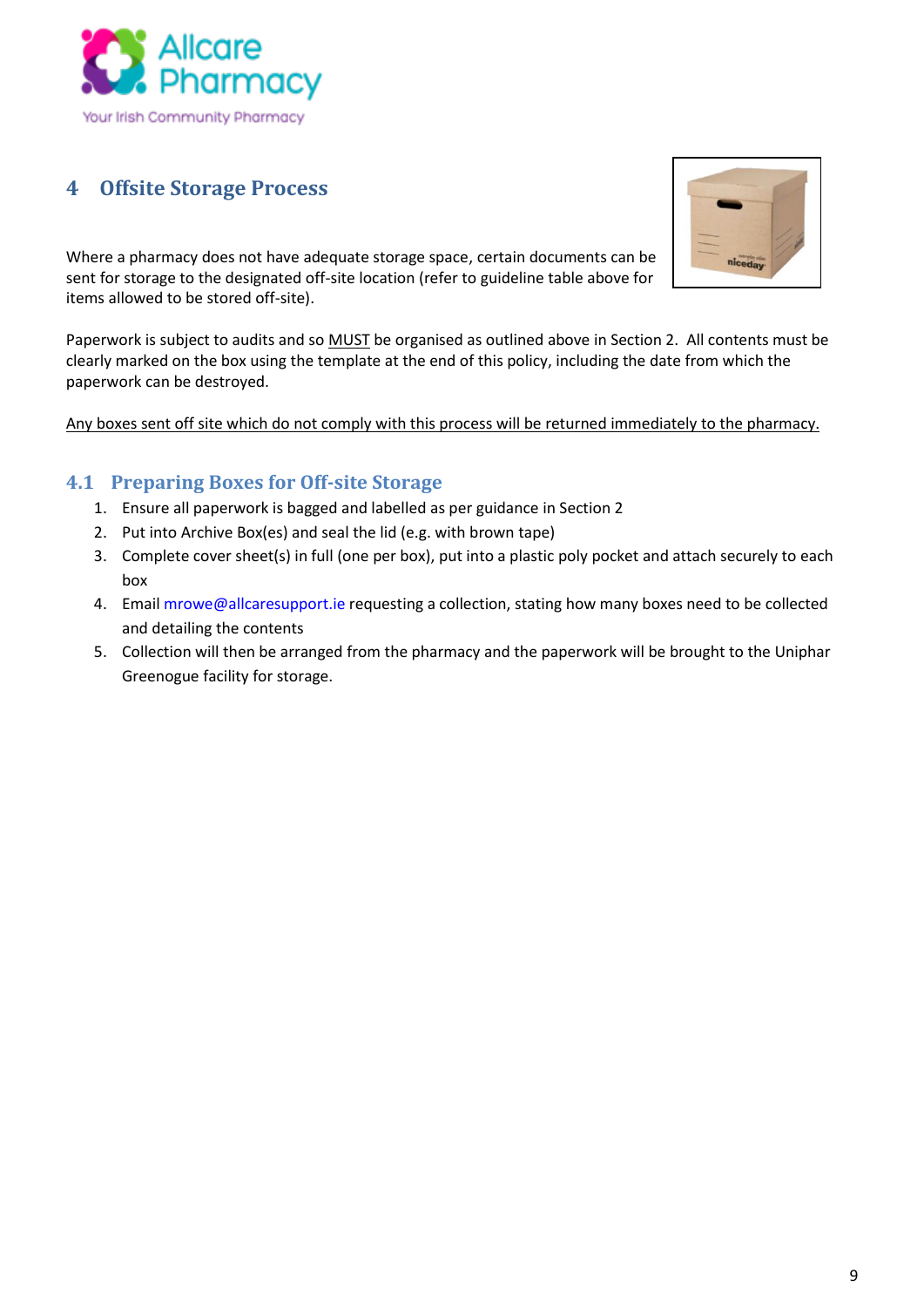## 4 Offsite Storage Process

Where a pharmacy does not have adequate storage space, certain documents can be sent for storage to the designated off-site location (refer to guideline table above for items allowed to be stored off-site).

Paperwork is subject to audits and so MUST be organised as outlined above in Section 2. All contents must be clearly marked on the box using the template at the end of this policy, including the date from which the paperwork can be destroyed.

Any boxes sent off site which do not comply with this process will be returned immediately to the pharmacy.

### 4.1 Preparing Boxes for Off-site Storage

1. Ensure all paperwork is bagged and labelled as per guidance in Section 2
2. Put into Archive Box(es) and seal the lid (e.g. with brown tape)
3. Complete cover sheet(s) in full (one per box), put into a plastic poly pocket and attach securely to each box
4. Email mrowe@allcaresupport.ie requesting a collection, stating how many boxes need to be collected and detailing the contents
5. Collection will then be arranged from the pharmacy and the paperwork will be brought to the Uniphar Greenogue facility for storage.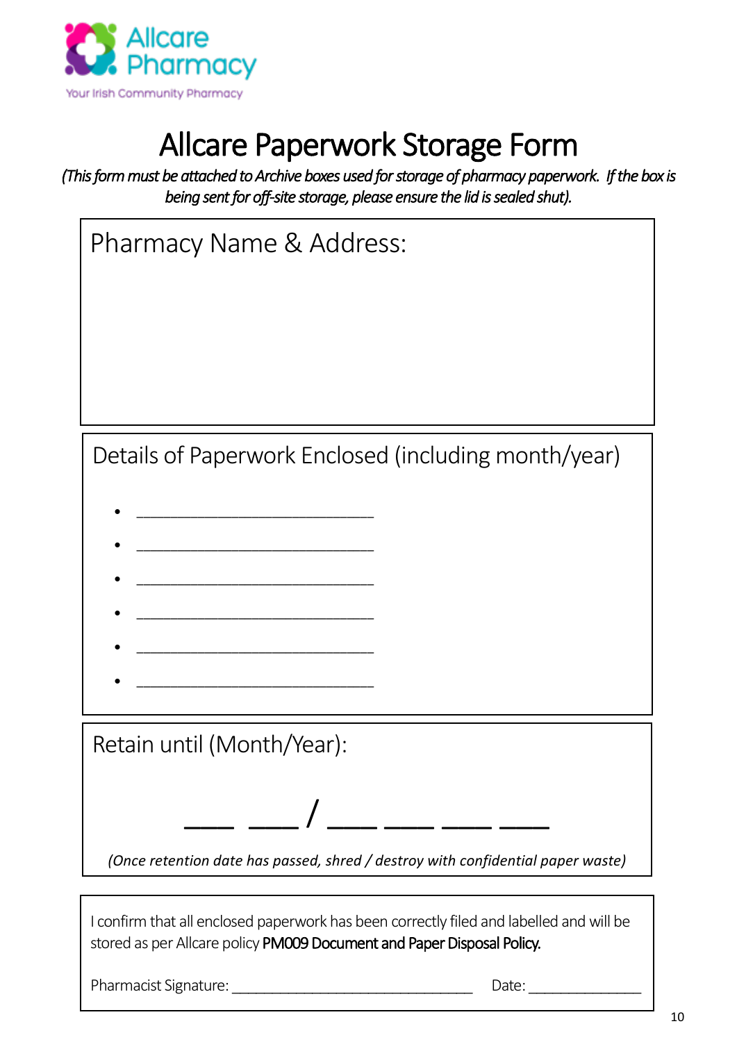Allcare Pharmacy

Your Irish Community Pharmacy

# Allcare Paperwork Storage Form

*(This form must be attached to Archive boxes used for storage of pharmacy paperwork. If the box is being sent for off-site storage, please ensure the lid is sealed shut).*

Pharmacy Name & Address:

Details of Paperwork Enclosed (including month/year)

- ____________________________
- ____________________________
- ____________________________
- ____________________________
- ____________________________
- ____________________________

Retain until (Month/Year):

___ ___ / ___ ___ ___ ___

*(Once retention date has passed, shred / destroy with confidential paper waste)*

I confirm that all enclosed paperwork has been correctly filed and labelled and will be stored as per Allcare policy **PM009 Document and Paper Disposal Policy.**

Pharmacist Signature: ______________________________ Date: ______________